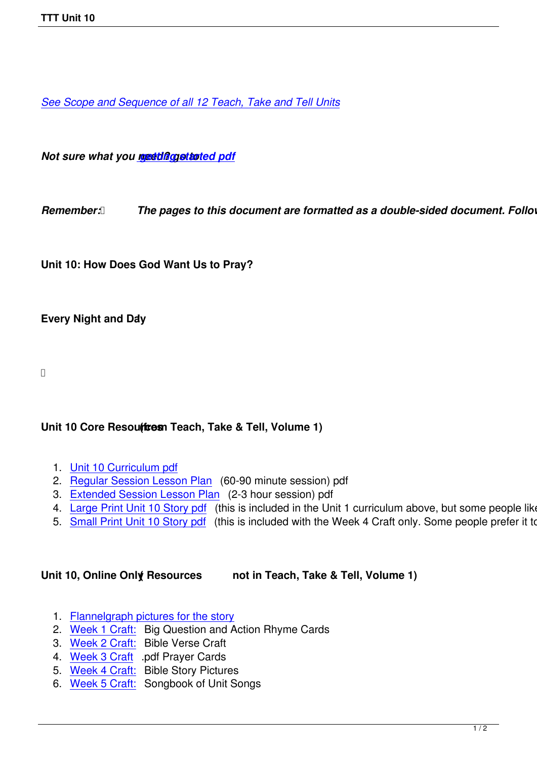*See Scope and Sequence of all 12 Teach, Take and Tell Units*

***Not sure what you need? getting started pdf***

***Remember: The pages to this document are formatted as a double-sided document. Follov***

**Unit 10: How Does God Want Us to Pray?**

**Every Night and Day**

**Unit 10 Core Resources (from Teach, Take & Tell, Volume 1)**

1. Unit 10 Curriculum pdf
2. Regular Session Lesson Plan (60-90 minute session) pdf
3. Extended Session Lesson Plan (2-3 hour session) pdf
4. Large Print Unit 10 Story pdf (this is included in the Unit 1 curriculum above, but some people like
5. Small Print Unit 10 Story pdf (this is included with the Week 4 Craft only. Some people prefer it to

**Unit 10, Online Only Resources (not in Teach, Take & Tell, Volume 1)**

1. Flannelgraph pictures for the story
2. Week 1 Craft: Big Question and Action Rhyme Cards
3. Week 2 Craft: Bible Verse Craft
4. Week 3 Craft .pdf Prayer Cards
5. Week 4 Craft: Bible Story Pictures
6. Week 5 Craft: Songbook of Unit Songs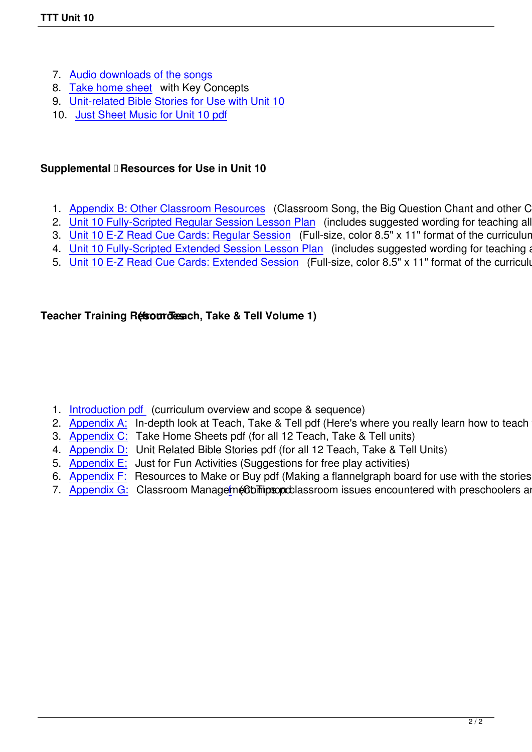7. Audio downloads of the songs
8. Take home sheet with Key Concepts
9. Unit-related Bible Stories for Use with Unit 10
10. Just Sheet Music for Unit 10 pdf

**Supplemental Resources for Use in Unit 10**

1. Appendix B: Other Classroom Resources (Classroom Song, the Big Question Chant and other C
2. Unit 10 Fully-Scripted Regular Session Lesson Plan (includes suggested wording for teaching all
3. Unit 10 E-Z Read Cue Cards: Regular Session (Full-size, color 8.5" x 11" format of the curriculum
4. Unit 10 Fully-Scripted Extended Session Lesson Plan (includes suggested wording for teaching a
5. Unit 10 E-Z Read Cue Cards: Extended Session (Full-size, color 8.5" x 11" format of the curriculu

**Teacher Training Resources (from Teach, Take & Tell Volume 1)**

1. Introduction pdf (curriculum overview and scope & sequence)
2. Appendix A: In-depth look at Teach, Take & Tell pdf (Here's where you really learn how to teach
3. Appendix C: Take Home Sheets pdf (for all 12 Teach, Take & Tell units)
4. Appendix D: Unit Related Bible Stories pdf (for all 12 Teach, Take & Tell Units)
5. Appendix E: Just for Fun Activities (Suggestions for free play activities)
6. Appendix F: Resources to Make or Buy pdf (Making a flannelgraph board for use with the stories
7. Appendix G: Classroom Management Tips pdf (Common classroom issues encountered with preschoolers ar